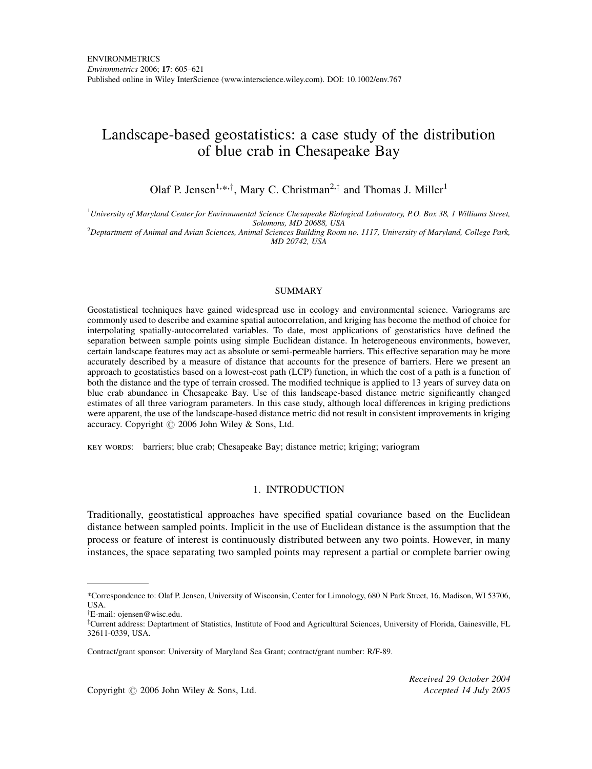ENVIRONMETRICS
*Environmetrics* 2006; **17**: 605–621
Published online in Wiley InterScience (www.interscience.wiley.com). DOI: 10.1002/env.767

# Landscape-based geostatistics: a case study of the distribution of blue crab in Chesapeake Bay

Olaf P. Jensen[1,*,†], Mary C. Christman[2,‡] and Thomas J. Miller[1]

[1]*University of Maryland Center for Environmental Science Chesapeake Biological Laboratory, P.O. Box 38, 1 Williams Street, Solomons, MD 20688, USA*
[2]*Deptartment of Animal and Avian Sciences, Animal Sciences Building Room no. 1117, University of Maryland, College Park, MD 20742, USA*

## SUMMARY

Geostatistical techniques have gained widespread use in ecology and environmental science. Variograms are commonly used to describe and examine spatial autocorrelation, and kriging has become the method of choice for interpolating spatially-autocorrelated variables. To date, most applications of geostatistics have defined the separation between sample points using simple Euclidean distance. In heterogeneous environments, however, certain landscape features may act as absolute or semi-permeable barriers. This effective separation may be more accurately described by a measure of distance that accounts for the presence of barriers. Here we present an approach to geostatistics based on a lowest-cost path (LCP) function, in which the cost of a path is a function of both the distance and the type of terrain crossed. The modified technique is applied to 13 years of survey data on blue crab abundance in Chesapeake Bay. Use of this landscape-based distance metric significantly changed estimates of all three variogram parameters. In this case study, although local differences in kriging predictions were apparent, the use of the landscape-based distance metric did not result in consistent improvements in kriging accuracy. Copyright © 2006 John Wiley & Sons, Ltd.

KEY WORDS: barriers; blue crab; Chesapeake Bay; distance metric; kriging; variogram

## 1. INTRODUCTION

Traditionally, geostatistical approaches have specified spatial covariance based on the Euclidean distance between sampled points. Implicit in the use of Euclidean distance is the assumption that the process or feature of interest is continuously distributed between any two points. However, in many instances, the space separating two sampled points may represent a partial or complete barrier owing

---

*Correspondence to: Olaf P. Jensen, University of Wisconsin, Center for Limnology, 680 N Park Street, 16, Madison, WI 53706, USA.
†E-mail: ojensen@wisc.edu.
‡Current address: Deptartment of Statistics, Institute of Food and Agricultural Sciences, University of Florida, Gainesville, FL 32611-0339, USA.

Contract/grant sponsor: University of Maryland Sea Grant; contract/grant number: R/F-89.

Copyright © 2006 John Wiley & Sons, Ltd.

*Received 29 October 2004*
*Accepted 14 July 2005*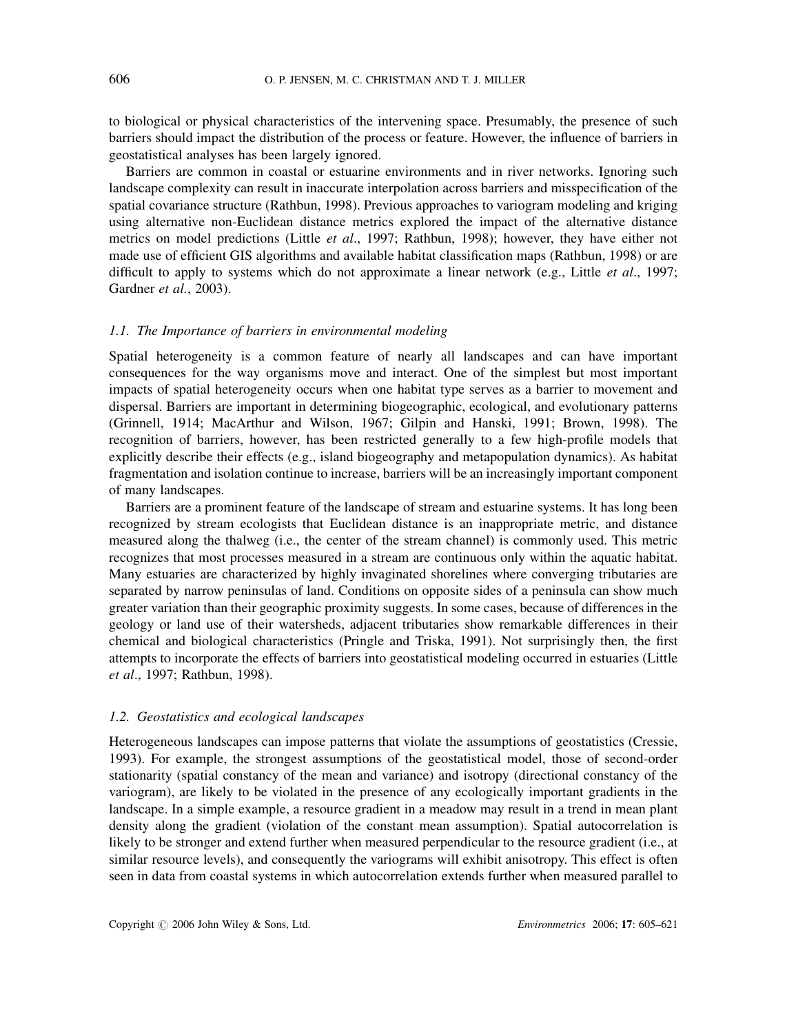to biological or physical characteristics of the intervening space. Presumably, the presence of such barriers should impact the distribution of the process or feature. However, the influence of barriers in geostatistical analyses has been largely ignored.

Barriers are common in coastal or estuarine environments and in river networks. Ignoring such landscape complexity can result in inaccurate interpolation across barriers and misspecification of the spatial covariance structure (Rathbun, 1998). Previous approaches to variogram modeling and kriging using alternative non-Euclidean distance metrics explored the impact of the alternative distance metrics on model predictions (Little *et al*., 1997; Rathbun, 1998); however, they have either not made use of efficient GIS algorithms and available habitat classification maps (Rathbun, 1998) or are difficult to apply to systems which do not approximate a linear network (e.g., Little *et al*., 1997; Gardner *et al.*, 2003).

### *1.1. The Importance of barriers in environmental modeling*

Spatial heterogeneity is a common feature of nearly all landscapes and can have important consequences for the way organisms move and interact. One of the simplest but most important impacts of spatial heterogeneity occurs when one habitat type serves as a barrier to movement and dispersal. Barriers are important in determining biogeographic, ecological, and evolutionary patterns (Grinnell, 1914; MacArthur and Wilson, 1967; Gilpin and Hanski, 1991; Brown, 1998). The recognition of barriers, however, has been restricted generally to a few high-profile models that explicitly describe their effects (e.g., island biogeography and metapopulation dynamics). As habitat fragmentation and isolation continue to increase, barriers will be an increasingly important component of many landscapes.

Barriers are a prominent feature of the landscape of stream and estuarine systems. It has long been recognized by stream ecologists that Euclidean distance is an inappropriate metric, and distance measured along the thalweg (i.e., the center of the stream channel) is commonly used. This metric recognizes that most processes measured in a stream are continuous only within the aquatic habitat. Many estuaries are characterized by highly invaginated shorelines where converging tributaries are separated by narrow peninsulas of land. Conditions on opposite sides of a peninsula can show much greater variation than their geographic proximity suggests. In some cases, because of differences in the geology or land use of their watersheds, adjacent tributaries show remarkable differences in their chemical and biological characteristics (Pringle and Triska, 1991). Not surprisingly then, the first attempts to incorporate the effects of barriers into geostatistical modeling occurred in estuaries (Little *et al*., 1997; Rathbun, 1998).

### *1.2. Geostatistics and ecological landscapes*

Heterogeneous landscapes can impose patterns that violate the assumptions of geostatistics (Cressie, 1993). For example, the strongest assumptions of the geostatistical model, those of second-order stationarity (spatial constancy of the mean and variance) and isotropy (directional constancy of the variogram), are likely to be violated in the presence of any ecologically important gradients in the landscape. In a simple example, a resource gradient in a meadow may result in a trend in mean plant density along the gradient (violation of the constant mean assumption). Spatial autocorrelation is likely to be stronger and extend further when measured perpendicular to the resource gradient (i.e., at similar resource levels), and consequently the variograms will exhibit anisotropy. This effect is often seen in data from coastal systems in which autocorrelation extends further when measured parallel to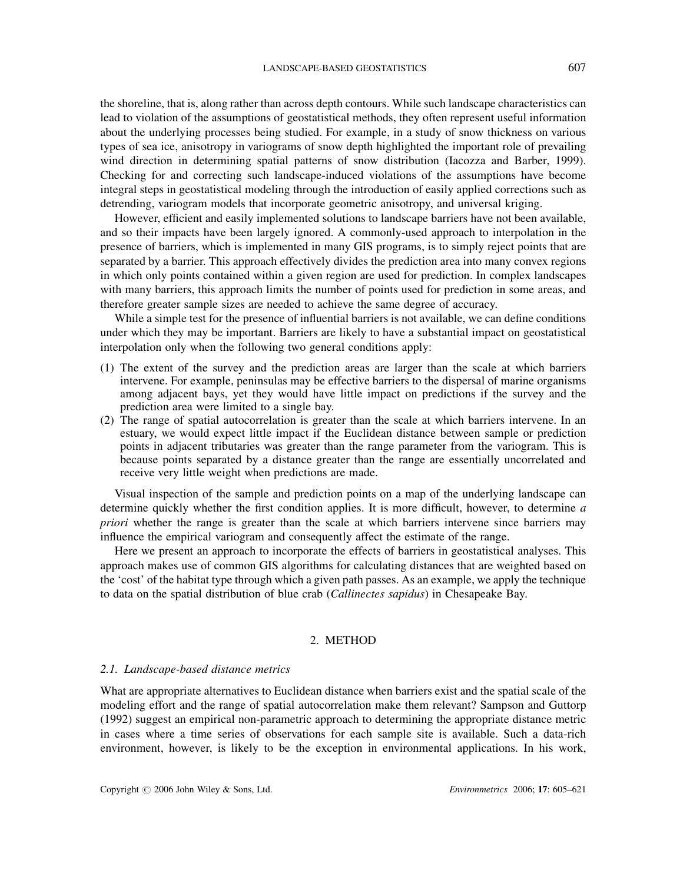the shoreline, that is, along rather than across depth contours. While such landscape characteristics can lead to violation of the assumptions of geostatistical methods, they often represent useful information about the underlying processes being studied. For example, in a study of snow thickness on various types of sea ice, anisotropy in variograms of snow depth highlighted the important role of prevailing wind direction in determining spatial patterns of snow distribution (Iacozza and Barber, 1999). Checking for and correcting such landscape-induced violations of the assumptions have become integral steps in geostatistical modeling through the introduction of easily applied corrections such as detrending, variogram models that incorporate geometric anisotropy, and universal kriging.

However, efficient and easily implemented solutions to landscape barriers have not been available, and so their impacts have been largely ignored. A commonly-used approach to interpolation in the presence of barriers, which is implemented in many GIS programs, is to simply reject points that are separated by a barrier. This approach effectively divides the prediction area into many convex regions in which only points contained within a given region are used for prediction. In complex landscapes with many barriers, this approach limits the number of points used for prediction in some areas, and therefore greater sample sizes are needed to achieve the same degree of accuracy.

While a simple test for the presence of influential barriers is not available, we can define conditions under which they may be important. Barriers are likely to have a substantial impact on geostatistical interpolation only when the following two general conditions apply:

(1) The extent of the survey and the prediction areas are larger than the scale at which barriers intervene. For example, peninsulas may be effective barriers to the dispersal of marine organisms among adjacent bays, yet they would have little impact on predictions if the survey and the prediction area were limited to a single bay.
(2) The range of spatial autocorrelation is greater than the scale at which barriers intervene. In an estuary, we would expect little impact if the Euclidean distance between sample or prediction points in adjacent tributaries was greater than the range parameter from the variogram. This is because points separated by a distance greater than the range are essentially uncorrelated and receive very little weight when predictions are made.

Visual inspection of the sample and prediction points on a map of the underlying landscape can determine quickly whether the first condition applies. It is more difficult, however, to determine *a priori* whether the range is greater than the scale at which barriers intervene since barriers may influence the empirical variogram and consequently affect the estimate of the range.

Here we present an approach to incorporate the effects of barriers in geostatistical analyses. This approach makes use of common GIS algorithms for calculating distances that are weighted based on the 'cost' of the habitat type through which a given path passes. As an example, we apply the technique to data on the spatial distribution of blue crab (*Callinectes sapidus*) in Chesapeake Bay.

## 2. METHOD

### 2.1. Landscape-based distance metrics

What are appropriate alternatives to Euclidean distance when barriers exist and the spatial scale of the modeling effort and the range of spatial autocorrelation make them relevant? Sampson and Guttorp (1992) suggest an empirical non-parametric approach to determining the appropriate distance metric in cases where a time series of observations for each sample site is available. Such a data-rich environment, however, is likely to be the exception in environmental applications. In his work,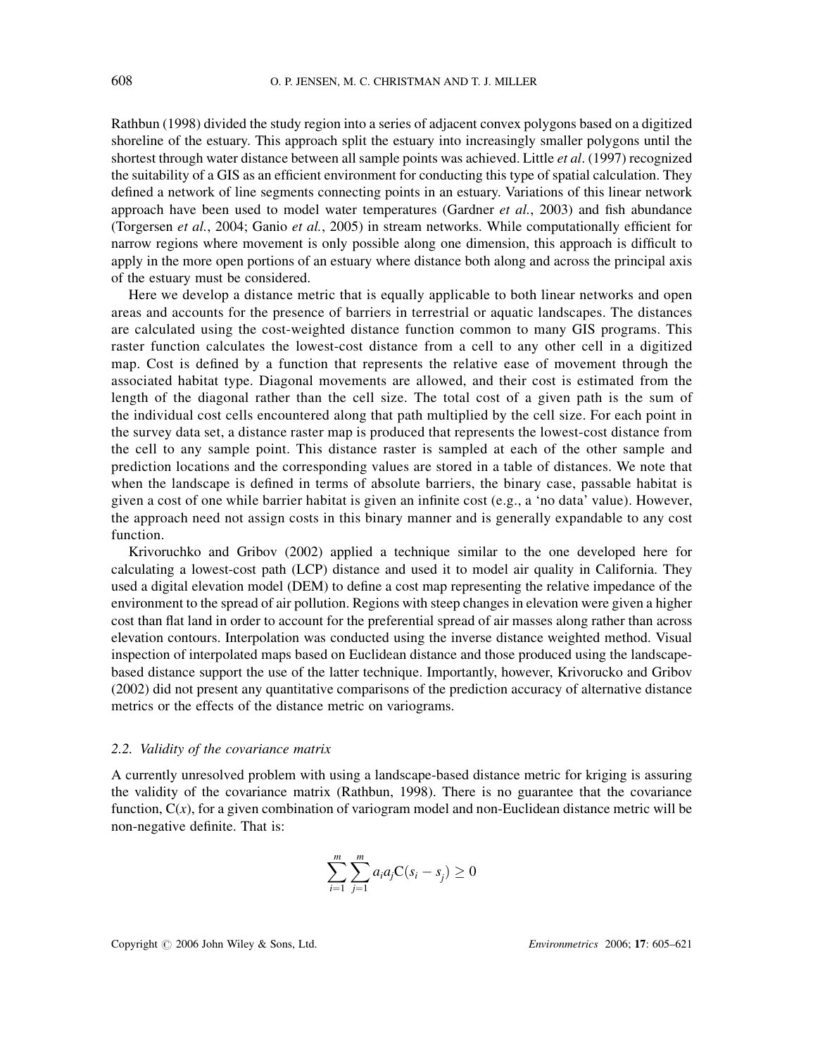Rathbun (1998) divided the study region into a series of adjacent convex polygons based on a digitized shoreline of the estuary. This approach split the estuary into increasingly smaller polygons until the shortest through water distance between all sample points was achieved. Little *et al*. (1997) recognized the suitability of a GIS as an efficient environment for conducting this type of spatial calculation. They defined a network of line segments connecting points in an estuary. Variations of this linear network approach have been used to model water temperatures (Gardner *et al.*, 2003) and fish abundance (Torgersen *et al.*, 2004; Ganio *et al.*, 2005) in stream networks. While computationally efficient for narrow regions where movement is only possible along one dimension, this approach is difficult to apply in the more open portions of an estuary where distance both along and across the principal axis of the estuary must be considered.

Here we develop a distance metric that is equally applicable to both linear networks and open areas and accounts for the presence of barriers in terrestrial or aquatic landscapes. The distances are calculated using the cost-weighted distance function common to many GIS programs. This raster function calculates the lowest-cost distance from a cell to any other cell in a digitized map. Cost is defined by a function that represents the relative ease of movement through the associated habitat type. Diagonal movements are allowed, and their cost is estimated from the length of the diagonal rather than the cell size. The total cost of a given path is the sum of the individual cost cells encountered along that path multiplied by the cell size. For each point in the survey data set, a distance raster map is produced that represents the lowest-cost distance from the cell to any sample point. This distance raster is sampled at each of the other sample and prediction locations and the corresponding values are stored in a table of distances. We note that when the landscape is defined in terms of absolute barriers, the binary case, passable habitat is given a cost of one while barrier habitat is given an infinite cost (e.g., a 'no data' value). However, the approach need not assign costs in this binary manner and is generally expandable to any cost function.

Krivoruchko and Gribov (2002) applied a technique similar to the one developed here for calculating a lowest-cost path (LCP) distance and used it to model air quality in California. They used a digital elevation model (DEM) to define a cost map representing the relative impedance of the environment to the spread of air pollution. Regions with steep changes in elevation were given a higher cost than flat land in order to account for the preferential spread of air masses along rather than across elevation contours. Interpolation was conducted using the inverse distance weighted method. Visual inspection of interpolated maps based on Euclidean distance and those produced using the landscape-based distance support the use of the latter technique. Importantly, however, Krivorucko and Gribov (2002) did not present any quantitative comparisons of the prediction accuracy of alternative distance metrics or the effects of the distance metric on variograms.

### *2.2. Validity of the covariance matrix*

A currently unresolved problem with using a landscape-based distance metric for kriging is assuring the validity of the covariance matrix (Rathbun, 1998). There is no guarantee that the covariance function, $C(x)$, for a given combination of variogram model and non-Euclidean distance metric will be non-negative definite. That is:

$$\sum_{i=1}^{m} \sum_{j=1}^{m} a_i a_j C(s_i - s_j) \geq 0$$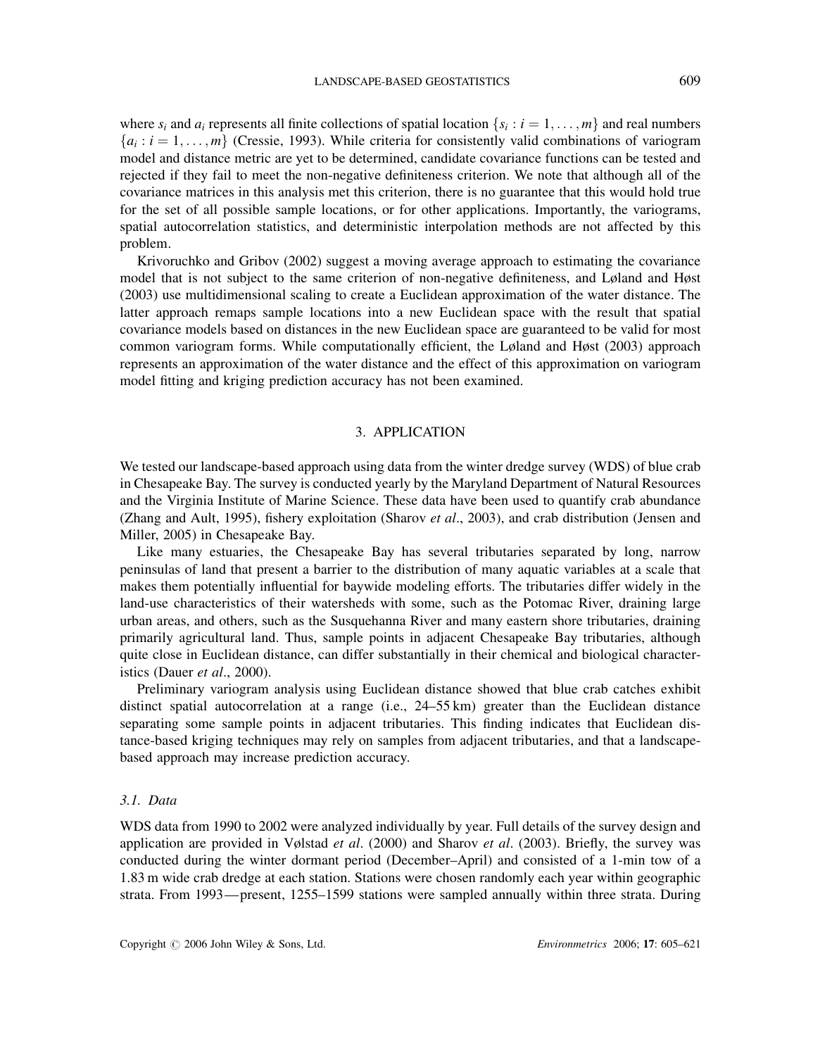where $s_i$ and $a_i$ represents all finite collections of spatial location $\{s_i : i = 1, \ldots, m\}$ and real numbers $\{a_i : i = 1, \ldots, m\}$ (Cressie, 1993). While criteria for consistently valid combinations of variogram model and distance metric are yet to be determined, candidate covariance functions can be tested and rejected if they fail to meet the non-negative definiteness criterion. We note that although all of the covariance matrices in this analysis met this criterion, there is no guarantee that this would hold true for the set of all possible sample locations, or for other applications. Importantly, the variograms, spatial autocorrelation statistics, and deterministic interpolation methods are not affected by this problem.

Krivoruchko and Gribov (2002) suggest a moving average approach to estimating the covariance model that is not subject to the same criterion of non-negative definiteness, and Løland and Høst (2003) use multidimensional scaling to create a Euclidean approximation of the water distance. The latter approach remaps sample locations into a new Euclidean space with the result that spatial covariance models based on distances in the new Euclidean space are guaranteed to be valid for most common variogram forms. While computationally efficient, the Løland and Høst (2003) approach represents an approximation of the water distance and the effect of this approximation on variogram model fitting and kriging prediction accuracy has not been examined.

## 3. APPLICATION

We tested our landscape-based approach using data from the winter dredge survey (WDS) of blue crab in Chesapeake Bay. The survey is conducted yearly by the Maryland Department of Natural Resources and the Virginia Institute of Marine Science. These data have been used to quantify crab abundance (Zhang and Ault, 1995), fishery exploitation (Sharov *et al*., 2003), and crab distribution (Jensen and Miller, 2005) in Chesapeake Bay.

Like many estuaries, the Chesapeake Bay has several tributaries separated by long, narrow peninsulas of land that present a barrier to the distribution of many aquatic variables at a scale that makes them potentially influential for baywide modeling efforts. The tributaries differ widely in the land-use characteristics of their watersheds with some, such as the Potomac River, draining large urban areas, and others, such as the Susquehanna River and many eastern shore tributaries, draining primarily agricultural land. Thus, sample points in adjacent Chesapeake Bay tributaries, although quite close in Euclidean distance, can differ substantially in their chemical and biological characteristics (Dauer *et al*., 2000).

Preliminary variogram analysis using Euclidean distance showed that blue crab catches exhibit distinct spatial autocorrelation at a range (i.e., 24–55 km) greater than the Euclidean distance separating some sample points in adjacent tributaries. This finding indicates that Euclidean distance-based kriging techniques may rely on samples from adjacent tributaries, and that a landscape-based approach may increase prediction accuracy.

### 3.1. Data

WDS data from 1990 to 2002 were analyzed individually by year. Full details of the survey design and application are provided in Vølstad *et al*. (2000) and Sharov *et al*. (2003). Briefly, the survey was conducted during the winter dormant period (December–April) and consisted of a 1-min tow of a 1.83 m wide crab dredge at each station. Stations were chosen randomly each year within geographic strata. From 1993—present, 1255–1599 stations were sampled annually within three strata. During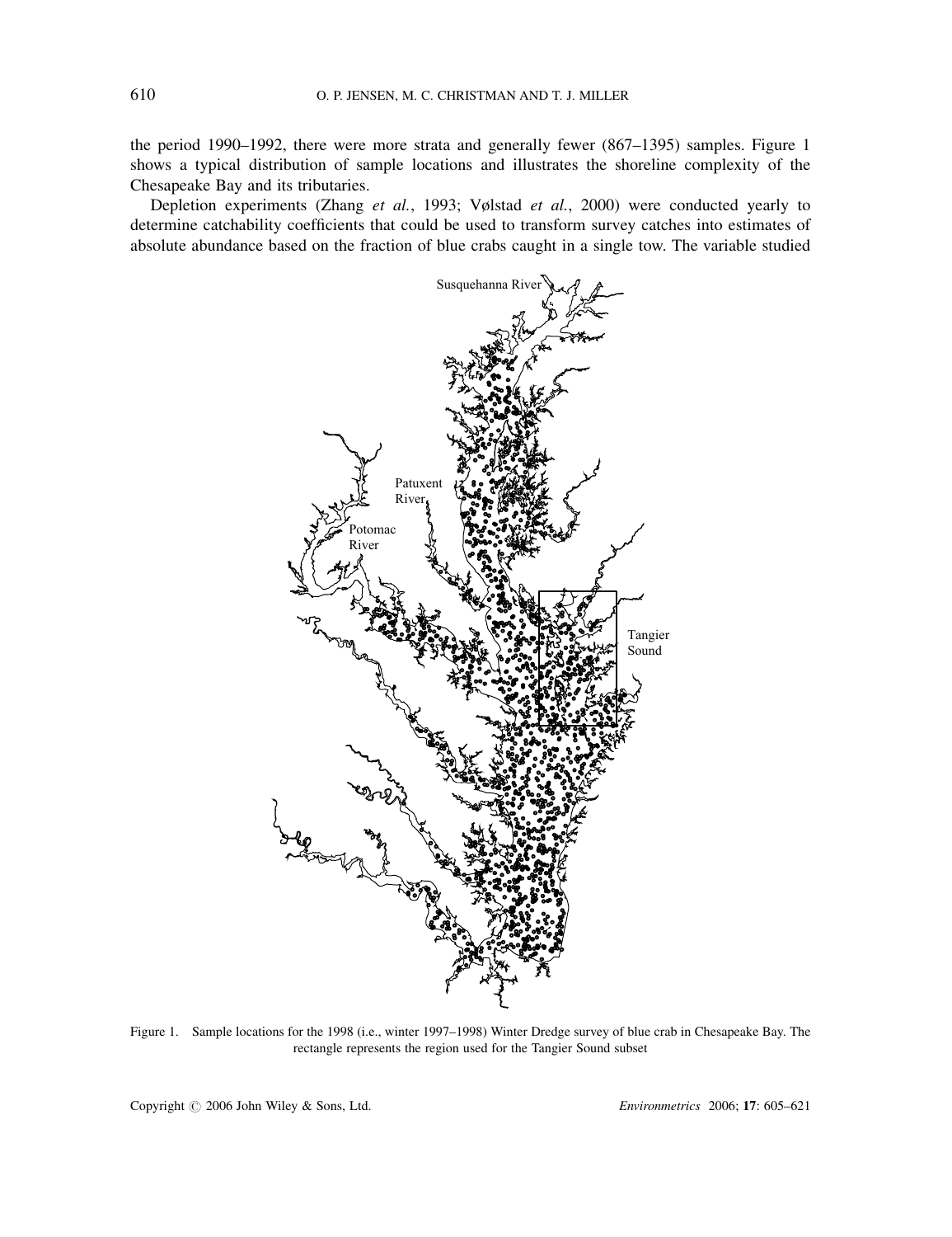the period 1990–1992, there were more strata and generally fewer (867–1395) samples. Figure 1 shows a typical distribution of sample locations and illustrates the shoreline complexity of the Chesapeake Bay and its tributaries.

Depletion experiments (Zhang *et al.*, 1993; Vølstad *et al.*, 2000) were conducted yearly to determine catchability coefficients that could be used to transform survey catches into estimates of absolute abundance based on the fraction of blue crabs caught in a single tow. The variable studied

Figure 1. Sample locations for the 1998 (i.e., winter 1997–1998) Winter Dredge survey of blue crab in Chesapeake Bay. The rectangle represents the region used for the Tangier Sound subset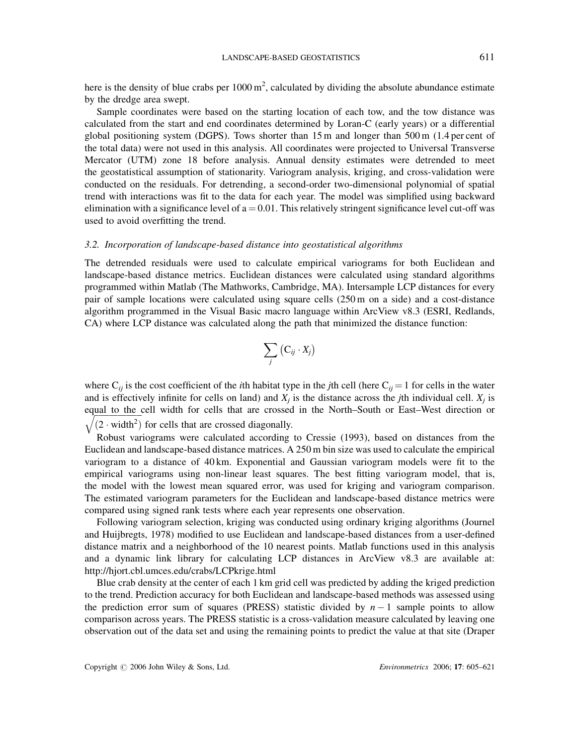here is the density of blue crabs per 1000 m$^2$, calculated by dividing the absolute abundance estimate by the dredge area swept.

Sample coordinates were based on the starting location of each tow, and the tow distance was calculated from the start and end coordinates determined by Loran-C (early years) or a differential global positioning system (DGPS). Tows shorter than 15 m and longer than 500 m (1.4 per cent of the total data) were not used in this analysis. All coordinates were projected to Universal Transverse Mercator (UTM) zone 18 before analysis. Annual density estimates were detrended to meet the geostatistical assumption of stationarity. Variogram analysis, kriging, and cross-validation were conducted on the residuals. For detrending, a second-order two-dimensional polynomial of spatial trend with interactions was fit to the data for each year. The model was simplified using backward elimination with a significance level of $a = 0.01$. This relatively stringent significance level cut-off was used to avoid overfitting the trend.

### 3.2. *Incorporation of landscape-based distance into geostatistical algorithms*

The detrended residuals were used to calculate empirical variograms for both Euclidean and landscape-based distance metrics. Euclidean distances were calculated using standard algorithms programmed within Matlab (The Mathworks, Cambridge, MA). Intersample LCP distances for every pair of sample locations were calculated using square cells (250 m on a side) and a cost-distance algorithm programmed in the Visual Basic macro language within ArcView v8.3 (ESRI, Redlands, CA) where LCP distance was calculated along the path that minimized the distance function:

$$\sum_{j} \left( \mathrm{C}_{ij} \cdot X_j \right)$$

where $\mathrm{C}_{ij}$ is the cost coefficient of the *i*th habitat type in the *j*th cell (here $\mathrm{C}_{ij} = 1$ for cells in the water and is effectively infinite for cells on land) and $X_j$ is the distance across the *j*th individual cell. $X_j$ is equal to the cell width for cells that are crossed in the North–South or East–West direction or $\sqrt{(2 \cdot \mathrm{width}^2)}$ for cells that are crossed diagonally.

Robust variograms were calculated according to Cressie (1993), based on distances from the Euclidean and landscape-based distance matrices. A 250 m bin size was used to calculate the empirical variogram to a distance of 40 km. Exponential and Gaussian variogram models were fit to the empirical variograms using non-linear least squares. The best fitting variogram model, that is, the model with the lowest mean squared error, was used for kriging and variogram comparison. The estimated variogram parameters for the Euclidean and landscape-based distance metrics were compared using signed rank tests where each year represents one observation.

Following variogram selection, kriging was conducted using ordinary kriging algorithms (Journel and Huijbregts, 1978) modified to use Euclidean and landscape-based distances from a user-defined distance matrix and a neighborhood of the 10 nearest points. Matlab functions used in this analysis and a dynamic link library for calculating LCP distances in ArcView v8.3 are available at: http://hjort.cbl.umces.edu/crabs/LCPkrige.html

Blue crab density at the center of each 1 km grid cell was predicted by adding the kriged prediction to the trend. Prediction accuracy for both Euclidean and landscape-based methods was assessed using the prediction error sum of squares (PRESS) statistic divided by $n - 1$ sample points to allow comparison across years. The PRESS statistic is a cross-validation measure calculated by leaving one observation out of the data set and using the remaining points to predict the value at that site (Draper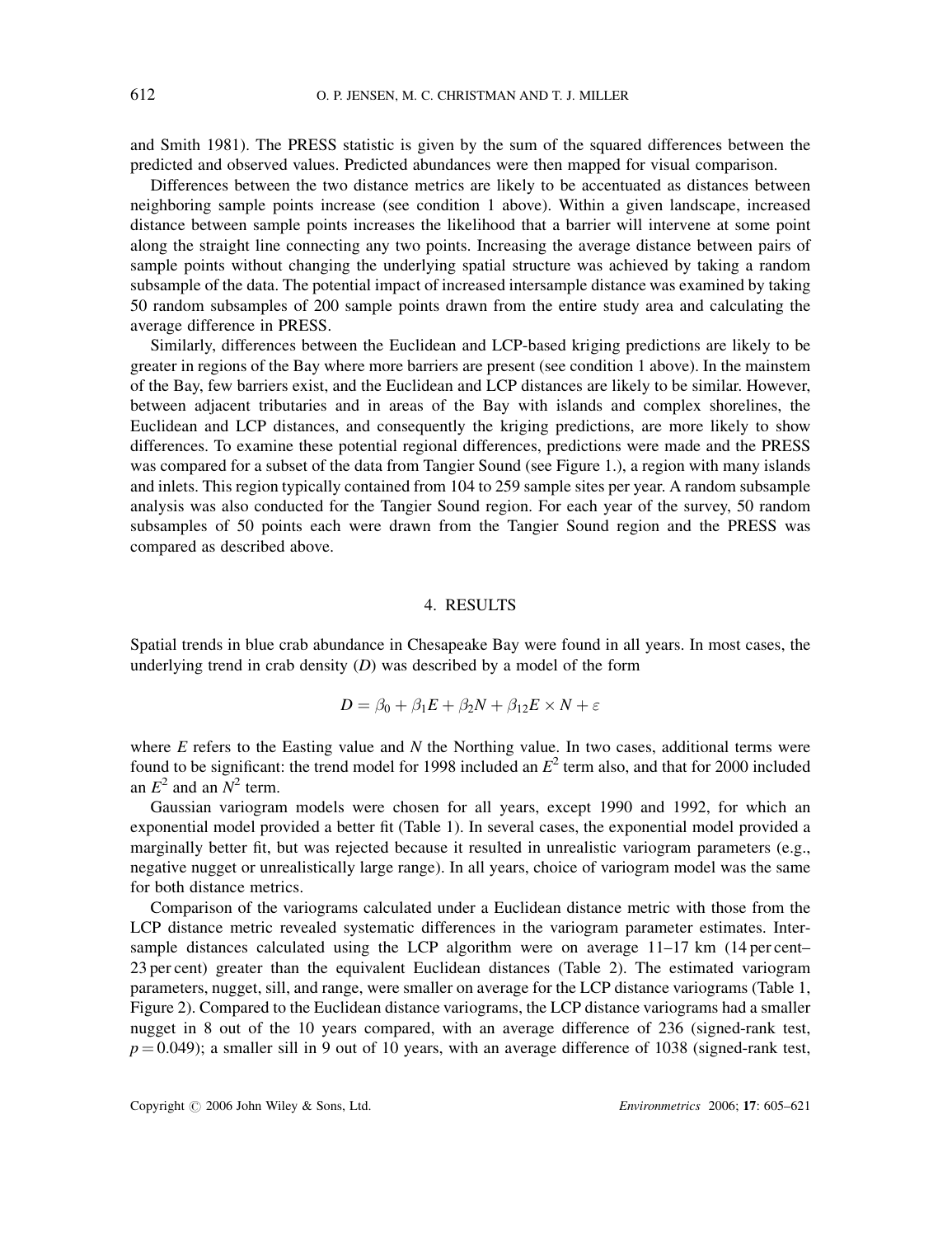and Smith 1981). The PRESS statistic is given by the sum of the squared differences between the predicted and observed values. Predicted abundances were then mapped for visual comparison.

Differences between the two distance metrics are likely to be accentuated as distances between neighboring sample points increase (see condition 1 above). Within a given landscape, increased distance between sample points increases the likelihood that a barrier will intervene at some point along the straight line connecting any two points. Increasing the average distance between pairs of sample points without changing the underlying spatial structure was achieved by taking a random subsample of the data. The potential impact of increased intersample distance was examined by taking 50 random subsamples of 200 sample points drawn from the entire study area and calculating the average difference in PRESS.

Similarly, differences between the Euclidean and LCP-based kriging predictions are likely to be greater in regions of the Bay where more barriers are present (see condition 1 above). In the mainstem of the Bay, few barriers exist, and the Euclidean and LCP distances are likely to be similar. However, between adjacent tributaries and in areas of the Bay with islands and complex shorelines, the Euclidean and LCP distances, and consequently the kriging predictions, are more likely to show differences. To examine these potential regional differences, predictions were made and the PRESS was compared for a subset of the data from Tangier Sound (see Figure 1.), a region with many islands and inlets. This region typically contained from 104 to 259 sample sites per year. A random subsample analysis was also conducted for the Tangier Sound region. For each year of the survey, 50 random subsamples of 50 points each were drawn from the Tangier Sound region and the PRESS was compared as described above.

## 4. RESULTS

Spatial trends in blue crab abundance in Chesapeake Bay were found in all years. In most cases, the underlying trend in crab density ($D$) was described by a model of the form

$$D = \beta_0 + \beta_1 E + \beta_2 N + \beta_{12} E \times N + \varepsilon$$

where $E$ refers to the Easting value and $N$ the Northing value. In two cases, additional terms were found to be significant: the trend model for 1998 included an $E^2$ term also, and that for 2000 included an $E^2$ and an $N^2$ term.

Gaussian variogram models were chosen for all years, except 1990 and 1992, for which an exponential model provided a better fit (Table 1). In several cases, the exponential model provided a marginally better fit, but was rejected because it resulted in unrealistic variogram parameters (e.g., negative nugget or unrealistically large range). In all years, choice of variogram model was the same for both distance metrics.

Comparison of the variograms calculated under a Euclidean distance metric with those from the LCP distance metric revealed systematic differences in the variogram parameter estimates. Intersample distances calculated using the LCP algorithm were on average 11–17 km (14 per cent–23 per cent) greater than the equivalent Euclidean distances (Table 2). The estimated variogram parameters, nugget, sill, and range, were smaller on average for the LCP distance variograms (Table 1, Figure 2). Compared to the Euclidean distance variograms, the LCP distance variograms had a smaller nugget in 8 out of the 10 years compared, with an average difference of 236 (signed-rank test, $p = 0.049$); a smaller sill in 9 out of 10 years, with an average difference of 1038 (signed-rank test,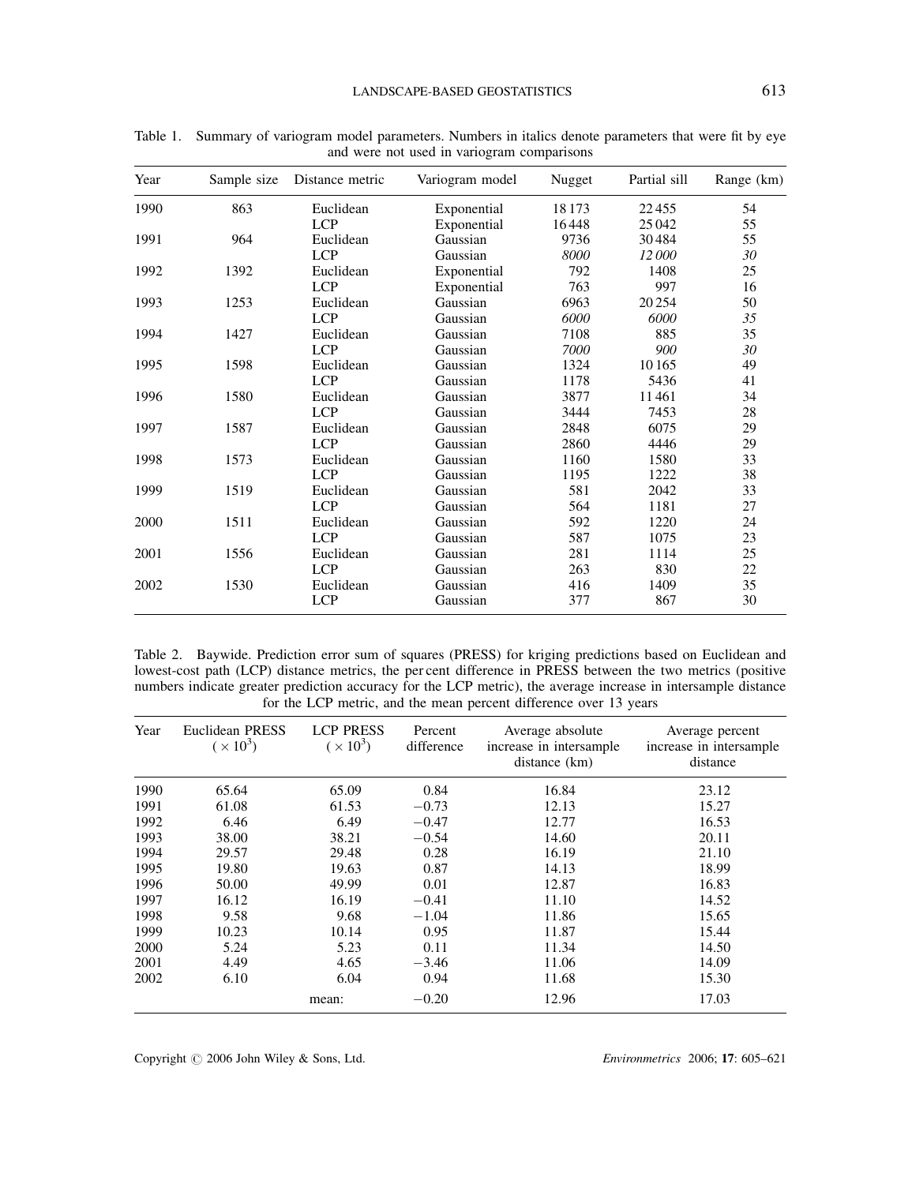Table 1. Summary of variogram model parameters. Numbers in italics denote parameters that were fit by eye and were not used in variogram comparisons

| Year | Sample size | Distance metric | Variogram model | Nugget | Partial sill | Range (km) |
|---|---|---|---|---|---|---|
| 1990 | 863 | Euclidean | Exponential | 18 173 | 22 455 | 54 |
| | | LCP | Exponential | 16 448 | 25 042 | 55 |
| 1991 | 964 | Euclidean | Gaussian | 9736 | 30 484 | 55 |
| | | LCP | Gaussian | *8000* | *12 000* | *30* |
| 1992 | 1392 | Euclidean | Exponential | 792 | 1408 | 25 |
| | | LCP | Exponential | 763 | 997 | 16 |
| 1993 | 1253 | Euclidean | Gaussian | 6963 | 20 254 | 50 |
| | | LCP | Gaussian | *6000* | *6000* | *35* |
| 1994 | 1427 | Euclidean | Gaussian | 7108 | 885 | 35 |
| | | LCP | Gaussian | *7000* | *900* | *30* |
| 1995 | 1598 | Euclidean | Gaussian | 1324 | 10 165 | 49 |
| | | LCP | Gaussian | 1178 | 5436 | 41 |
| 1996 | 1580 | Euclidean | Gaussian | 3877 | 11 461 | 34 |
| | | LCP | Gaussian | 3444 | 7453 | 28 |
| 1997 | 1587 | Euclidean | Gaussian | 2848 | 6075 | 29 |
| | | LCP | Gaussian | 2860 | 4446 | 29 |
| 1998 | 1573 | Euclidean | Gaussian | 1160 | 1580 | 33 |
| | | LCP | Gaussian | 1195 | 1222 | 38 |
| 1999 | 1519 | Euclidean | Gaussian | 581 | 2042 | 33 |
| | | LCP | Gaussian | 564 | 1181 | 27 |
| 2000 | 1511 | Euclidean | Gaussian | 592 | 1220 | 24 |
| | | LCP | Gaussian | 587 | 1075 | 23 |
| 2001 | 1556 | Euclidean | Gaussian | 281 | 1114 | 25 |
| | | LCP | Gaussian | 263 | 830 | 22 |
| 2002 | 1530 | Euclidean | Gaussian | 416 | 1409 | 35 |
| | | LCP | Gaussian | 377 | 867 | 30 |

Table 2. Baywide. Prediction error sum of squares (PRESS) for kriging predictions based on Euclidean and lowest-cost path (LCP) distance metrics, the per cent difference in PRESS between the two metrics (positive numbers indicate greater prediction accuracy for the LCP metric), the average increase in intersample distance for the LCP metric, and the mean percent difference over 13 years

| Year | Euclidean PRESS ($\times 10^3$) | LCP PRESS ($\times 10^3$) | Percent difference | Average absolute increase in intersample distance (km) | Average percent increase in intersample distance |
|---|---|---|---|---|---|
| 1990 | 65.64 | 65.09 | 0.84 | 16.84 | 23.12 |
| 1991 | 61.08 | 61.53 | −0.73 | 12.13 | 15.27 |
| 1992 | 6.46 | 6.49 | −0.47 | 12.77 | 16.53 |
| 1993 | 38.00 | 38.21 | −0.54 | 14.60 | 20.11 |
| 1994 | 29.57 | 29.48 | 0.28 | 16.19 | 21.10 |
| 1995 | 19.80 | 19.63 | 0.87 | 14.13 | 18.99 |
| 1996 | 50.00 | 49.99 | 0.01 | 12.87 | 16.83 |
| 1997 | 16.12 | 16.19 | −0.41 | 11.10 | 14.52 |
| 1998 | 9.58 | 9.68 | −1.04 | 11.86 | 15.65 |
| 1999 | 10.23 | 10.14 | 0.95 | 11.87 | 15.44 |
| 2000 | 5.24 | 5.23 | 0.11 | 11.34 | 14.50 |
| 2001 | 4.49 | 4.65 | −3.46 | 11.06 | 14.09 |
| 2002 | 6.10 | 6.04 | 0.94 | 11.68 | 15.30 |
| | | mean: | −0.20 | 12.96 | 17.03 |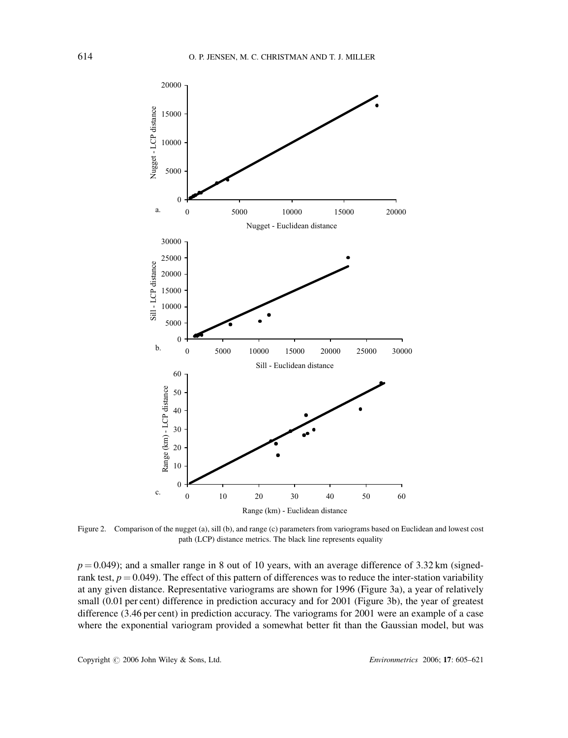Figure 2. Comparison of the nugget (a), sill (b), and range (c) parameters from variograms based on Euclidean and lowest cost path (LCP) distance metrics. The black line represents equality

$p = 0.049$); and a smaller range in 8 out of 10 years, with an average difference of 3.32 km (signed-rank test, $p = 0.049$). The effect of this pattern of differences was to reduce the inter-station variability at any given distance. Representative variograms are shown for 1996 (Figure 3a), a year of relatively small (0.01 per cent) difference in prediction accuracy and for 2001 (Figure 3b), the year of greatest difference (3.46 per cent) in prediction accuracy. The variograms for 2001 were an example of a case where the exponential variogram provided a somewhat better fit than the Gaussian model, but was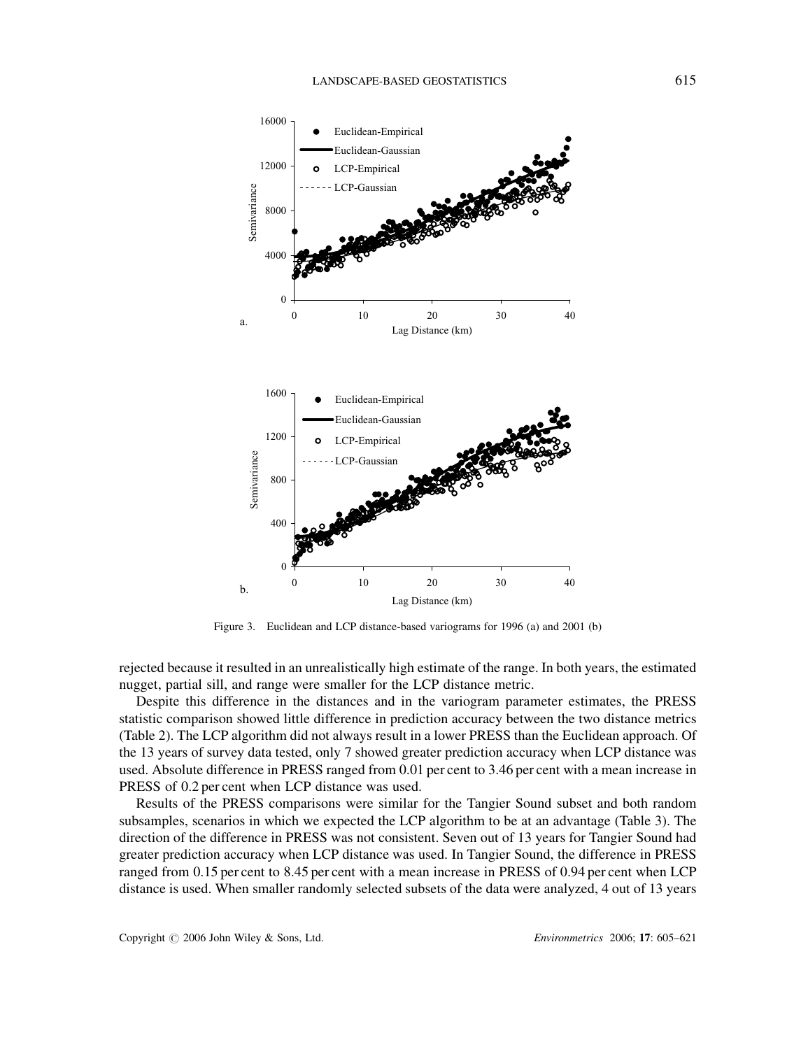Figure 3. Euclidean and LCP distance-based variograms for 1996 (a) and 2001 (b)

rejected because it resulted in an unrealistically high estimate of the range. In both years, the estimated nugget, partial sill, and range were smaller for the LCP distance metric.

Despite this difference in the distances and in the variogram parameter estimates, the PRESS statistic comparison showed little difference in prediction accuracy between the two distance metrics (Table 2). The LCP algorithm did not always result in a lower PRESS than the Euclidean approach. Of the 13 years of survey data tested, only 7 showed greater prediction accuracy when LCP distance was used. Absolute difference in PRESS ranged from 0.01 per cent to 3.46 per cent with a mean increase in PRESS of 0.2 per cent when LCP distance was used.

Results of the PRESS comparisons were similar for the Tangier Sound subset and both random subsamples, scenarios in which we expected the LCP algorithm to be at an advantage (Table 3). The direction of the difference in PRESS was not consistent. Seven out of 13 years for Tangier Sound had greater prediction accuracy when LCP distance was used. In Tangier Sound, the difference in PRESS ranged from 0.15 per cent to 8.45 per cent with a mean increase in PRESS of 0.94 per cent when LCP distance is used. When smaller randomly selected subsets of the data were analyzed, 4 out of 13 years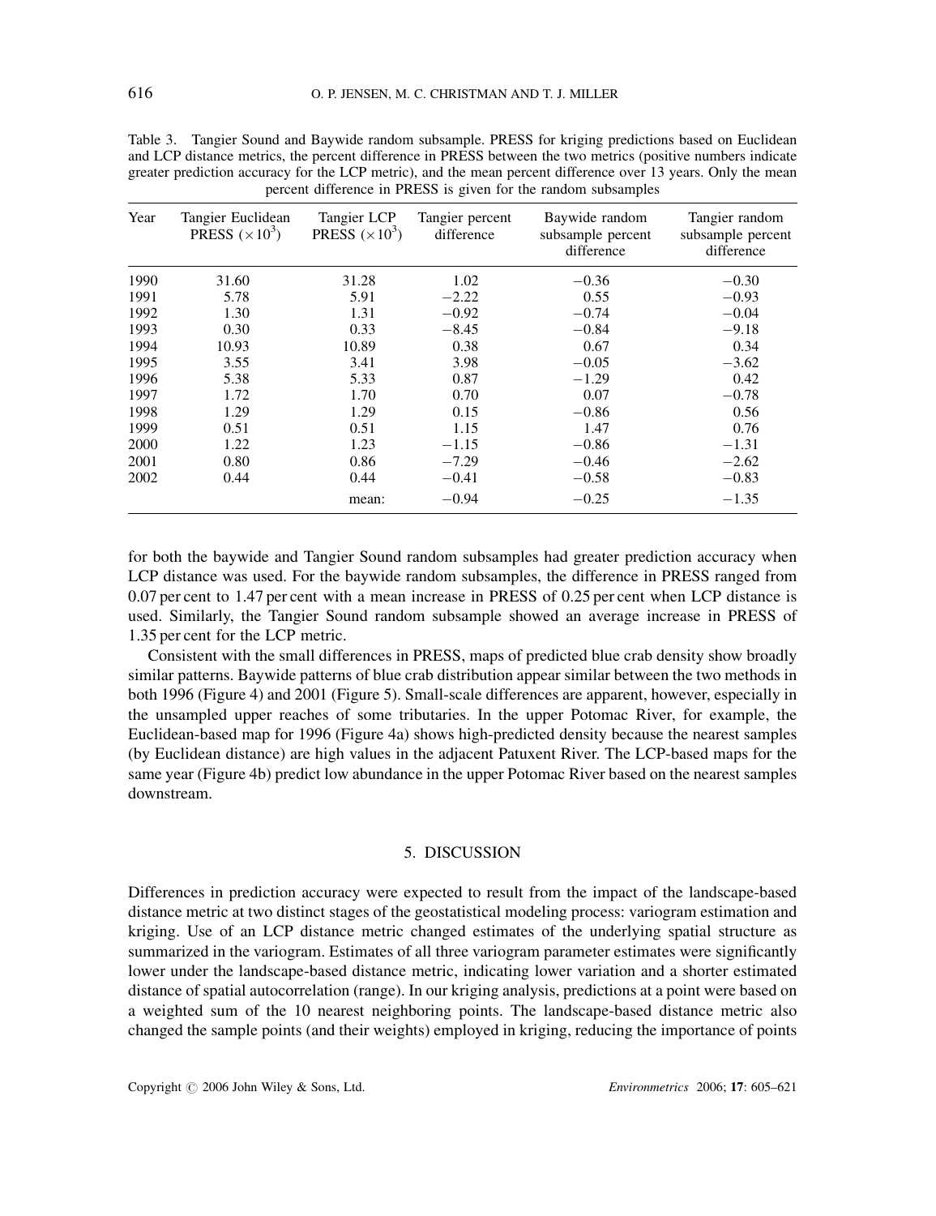Table 3. Tangier Sound and Baywide random subsample. PRESS for kriging predictions based on Euclidean and LCP distance metrics, the percent difference in PRESS between the two metrics (positive numbers indicate greater prediction accuracy for the LCP metric), and the mean percent difference over 13 years. Only the mean percent difference in PRESS is given for the random subsamples

| Year | Tangier Euclidean PRESS ($\times 10^3$) | Tangier LCP PRESS ($\times 10^3$) | Tangier percent difference | Baywide random subsample percent difference | Tangier random subsample percent difference |
|---|---|---|---|---|---|
| 1990 | 31.60 | 31.28 | 1.02 | −0.36 | −0.30 |
| 1991 | 5.78 | 5.91 | −2.22 | 0.55 | −0.93 |
| 1992 | 1.30 | 1.31 | −0.92 | −0.74 | −0.04 |
| 1993 | 0.30 | 0.33 | −8.45 | −0.84 | −9.18 |
| 1994 | 10.93 | 10.89 | 0.38 | 0.67 | 0.34 |
| 1995 | 3.55 | 3.41 | 3.98 | −0.05 | −3.62 |
| 1996 | 5.38 | 5.33 | 0.87 | −1.29 | 0.42 |
| 1997 | 1.72 | 1.70 | 0.70 | 0.07 | −0.78 |
| 1998 | 1.29 | 1.29 | 0.15 | −0.86 | 0.56 |
| 1999 | 0.51 | 0.51 | 1.15 | 1.47 | 0.76 |
| 2000 | 1.22 | 1.23 | −1.15 | −0.86 | −1.31 |
| 2001 | 0.80 | 0.86 | −7.29 | −0.46 | −2.62 |
| 2002 | 0.44 | 0.44 | −0.41 | −0.58 | −0.83 |
| | | mean: | −0.94 | −0.25 | −1.35 |

for both the baywide and Tangier Sound random subsamples had greater prediction accuracy when LCP distance was used. For the baywide random subsamples, the difference in PRESS ranged from 0.07 per cent to 1.47 per cent with a mean increase in PRESS of 0.25 per cent when LCP distance is used. Similarly, the Tangier Sound random subsample showed an average increase in PRESS of 1.35 per cent for the LCP metric.

Consistent with the small differences in PRESS, maps of predicted blue crab density show broadly similar patterns. Baywide patterns of blue crab distribution appear similar between the two methods in both 1996 (Figure 4) and 2001 (Figure 5). Small-scale differences are apparent, however, especially in the unsampled upper reaches of some tributaries. In the upper Potomac River, for example, the Euclidean-based map for 1996 (Figure 4a) shows high-predicted density because the nearest samples (by Euclidean distance) are high values in the adjacent Patuxent River. The LCP-based maps for the same year (Figure 4b) predict low abundance in the upper Potomac River based on the nearest samples downstream.

## 5. DISCUSSION

Differences in prediction accuracy were expected to result from the impact of the landscape-based distance metric at two distinct stages of the geostatistical modeling process: variogram estimation and kriging. Use of an LCP distance metric changed estimates of the underlying spatial structure as summarized in the variogram. Estimates of all three variogram parameter estimates were significantly lower under the landscape-based distance metric, indicating lower variation and a shorter estimated distance of spatial autocorrelation (range). In our kriging analysis, predictions at a point were based on a weighted sum of the 10 nearest neighboring points. The landscape-based distance metric also changed the sample points (and their weights) employed in kriging, reducing the importance of points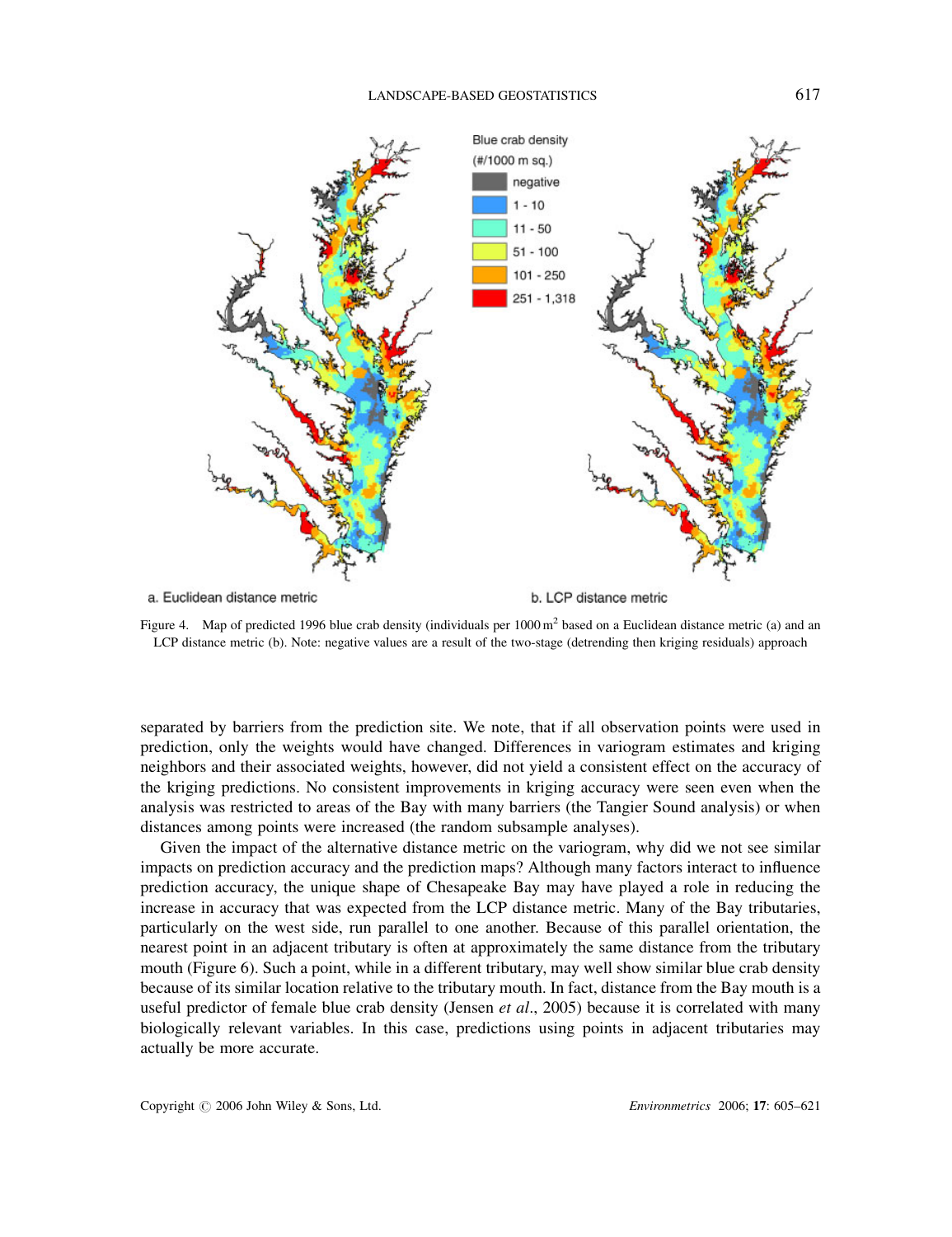Blue crab density (#/1000 m sq.)

- negative
- 1 - 10
- 11 - 50
- 51 - 100
- 101 - 250
- 251 - 1,318

a. Euclidean distance metric

b. LCP distance metric

Figure 4. Map of predicted 1996 blue crab density (individuals per 1000 $m^2$ based on a Euclidean distance metric (a) and an LCP distance metric (b). Note: negative values are a result of the two-stage (detrending then kriging residuals) approach

separated by barriers from the prediction site. We note, that if all observation points were used in prediction, only the weights would have changed. Differences in variogram estimates and kriging neighbors and their associated weights, however, did not yield a consistent effect on the accuracy of the kriging predictions. No consistent improvements in kriging accuracy were seen even when the analysis was restricted to areas of the Bay with many barriers (the Tangier Sound analysis) or when distances among points were increased (the random subsample analyses).

Given the impact of the alternative distance metric on the variogram, why did we not see similar impacts on prediction accuracy and the prediction maps? Although many factors interact to influence prediction accuracy, the unique shape of Chesapeake Bay may have played a role in reducing the increase in accuracy that was expected from the LCP distance metric. Many of the Bay tributaries, particularly on the west side, run parallel to one another. Because of this parallel orientation, the nearest point in an adjacent tributary is often at approximately the same distance from the tributary mouth (Figure 6). Such a point, while in a different tributary, may well show similar blue crab density because of its similar location relative to the tributary mouth. In fact, distance from the Bay mouth is a useful predictor of female blue crab density (Jensen *et al*., 2005) because it is correlated with many biologically relevant variables. In this case, predictions using points in adjacent tributaries may actually be more accurate.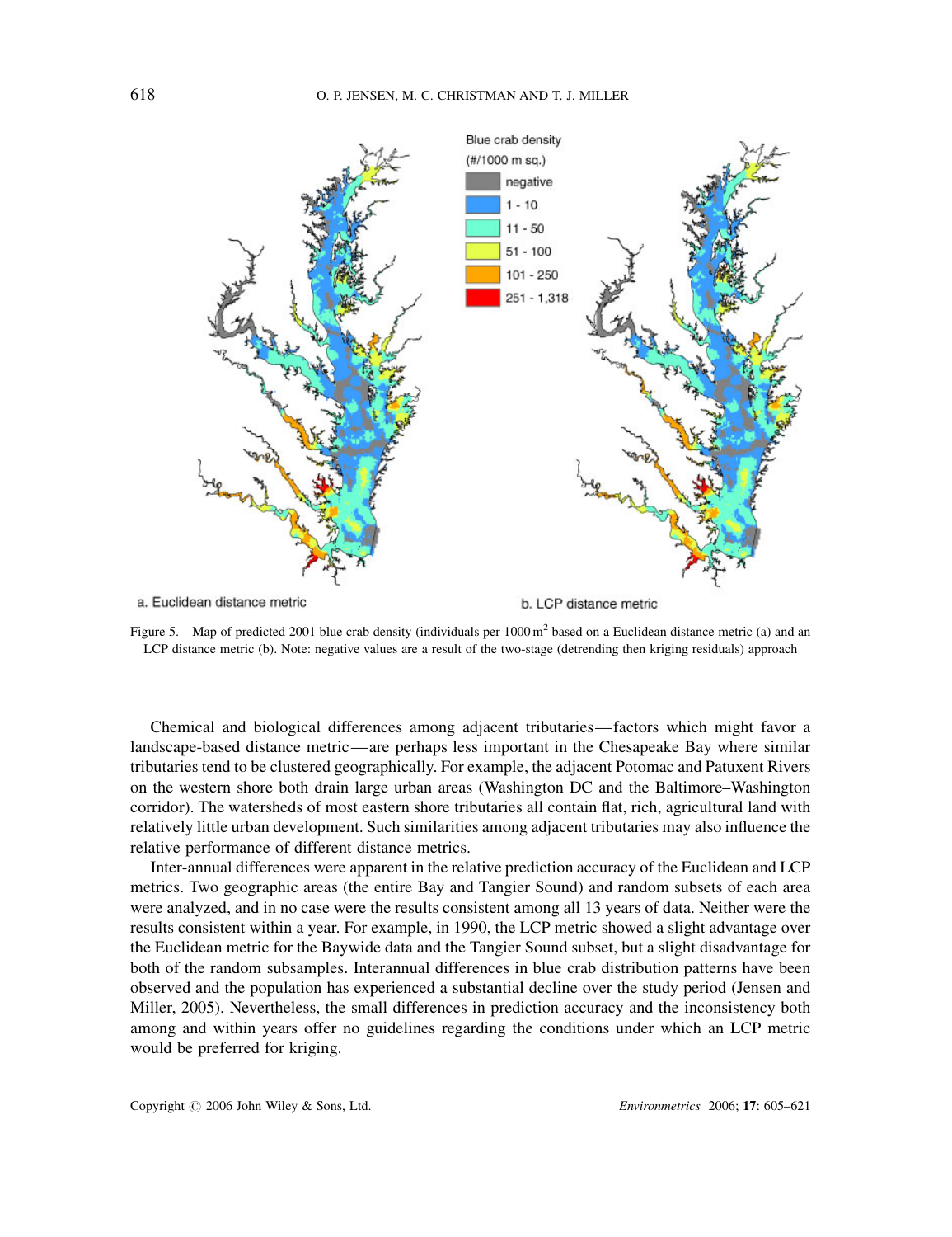Figure 5. Map of predicted 2001 blue crab density (individuals per 1000 $m^2$ based on a Euclidean distance metric (a) and an LCP distance metric (b). Note: negative values are a result of the two-stage (detrending then kriging residuals) approach

Chemical and biological differences among adjacent tributaries—factors which might favor a landscape-based distance metric—are perhaps less important in the Chesapeake Bay where similar tributaries tend to be clustered geographically. For example, the adjacent Potomac and Patuxent Rivers on the western shore both drain large urban areas (Washington DC and the Baltimore–Washington corridor). The watersheds of most eastern shore tributaries all contain flat, rich, agricultural land with relatively little urban development. Such similarities among adjacent tributaries may also influence the relative performance of different distance metrics.

Inter-annual differences were apparent in the relative prediction accuracy of the Euclidean and LCP metrics. Two geographic areas (the entire Bay and Tangier Sound) and random subsets of each area were analyzed, and in no case were the results consistent among all 13 years of data. Neither were the results consistent within a year. For example, in 1990, the LCP metric showed a slight advantage over the Euclidean metric for the Baywide data and the Tangier Sound subset, but a slight disadvantage for both of the random subsamples. Interannual differences in blue crab distribution patterns have been observed and the population has experienced a substantial decline over the study period (Jensen and Miller, 2005). Nevertheless, the small differences in prediction accuracy and the inconsistency both among and within years offer no guidelines regarding the conditions under which an LCP metric would be preferred for kriging.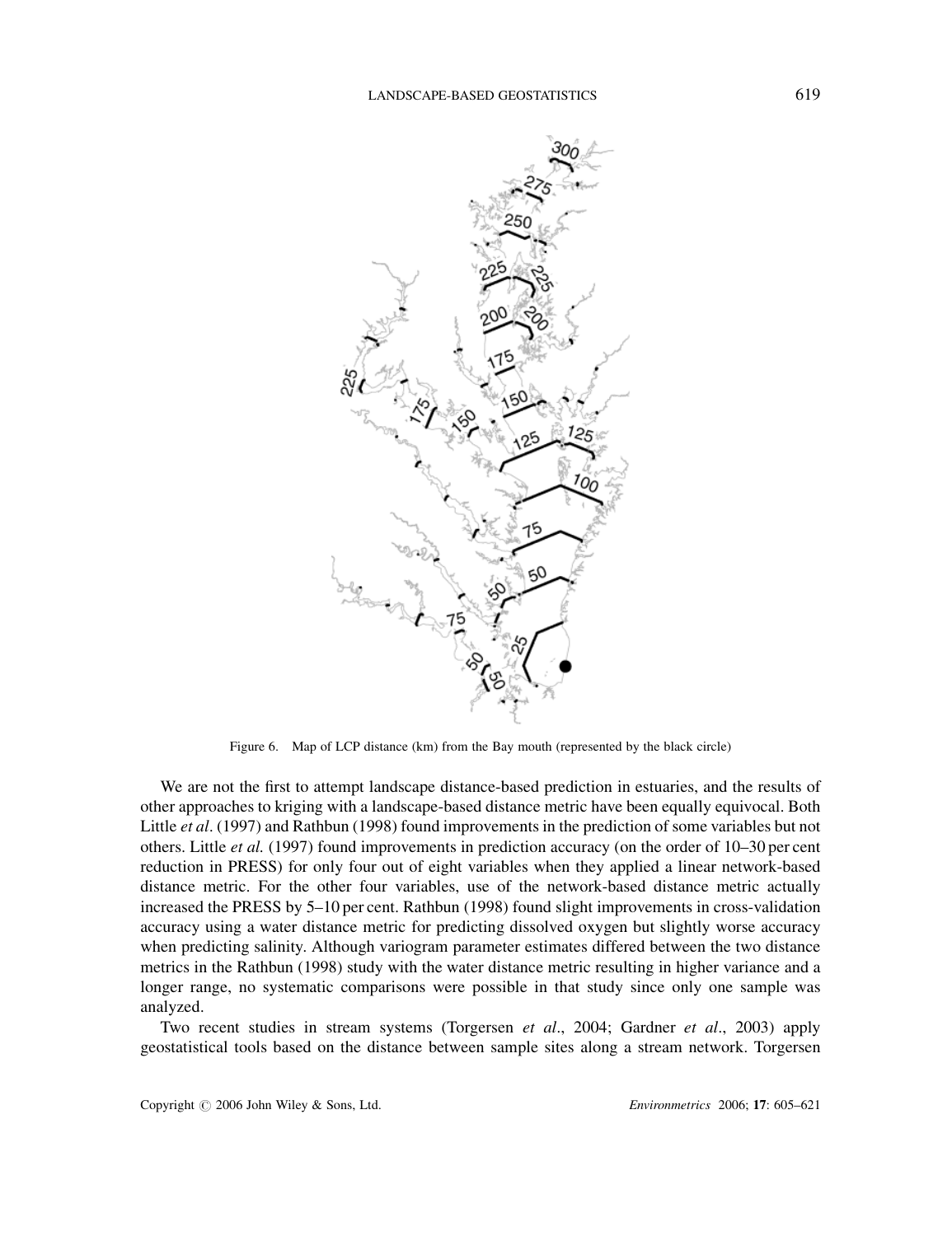Figure 6. Map of LCP distance (km) from the Bay mouth (represented by the black circle)

We are not the first to attempt landscape distance-based prediction in estuaries, and the results of other approaches to kriging with a landscape-based distance metric have been equally equivocal. Both Little *et al*. (1997) and Rathbun (1998) found improvements in the prediction of some variables but not others. Little *et al.* (1997) found improvements in prediction accuracy (on the order of 10–30 per cent reduction in PRESS) for only four out of eight variables when they applied a linear network-based distance metric. For the other four variables, use of the network-based distance metric actually increased the PRESS by 5–10 per cent. Rathbun (1998) found slight improvements in cross-validation accuracy using a water distance metric for predicting dissolved oxygen but slightly worse accuracy when predicting salinity. Although variogram parameter estimates differed between the two distance metrics in the Rathbun (1998) study with the water distance metric resulting in higher variance and a longer range, no systematic comparisons were possible in that study since only one sample was analyzed.

Two recent studies in stream systems (Torgersen *et al*., 2004; Gardner *et al*., 2003) apply geostatistical tools based on the distance between sample sites along a stream network. Torgersen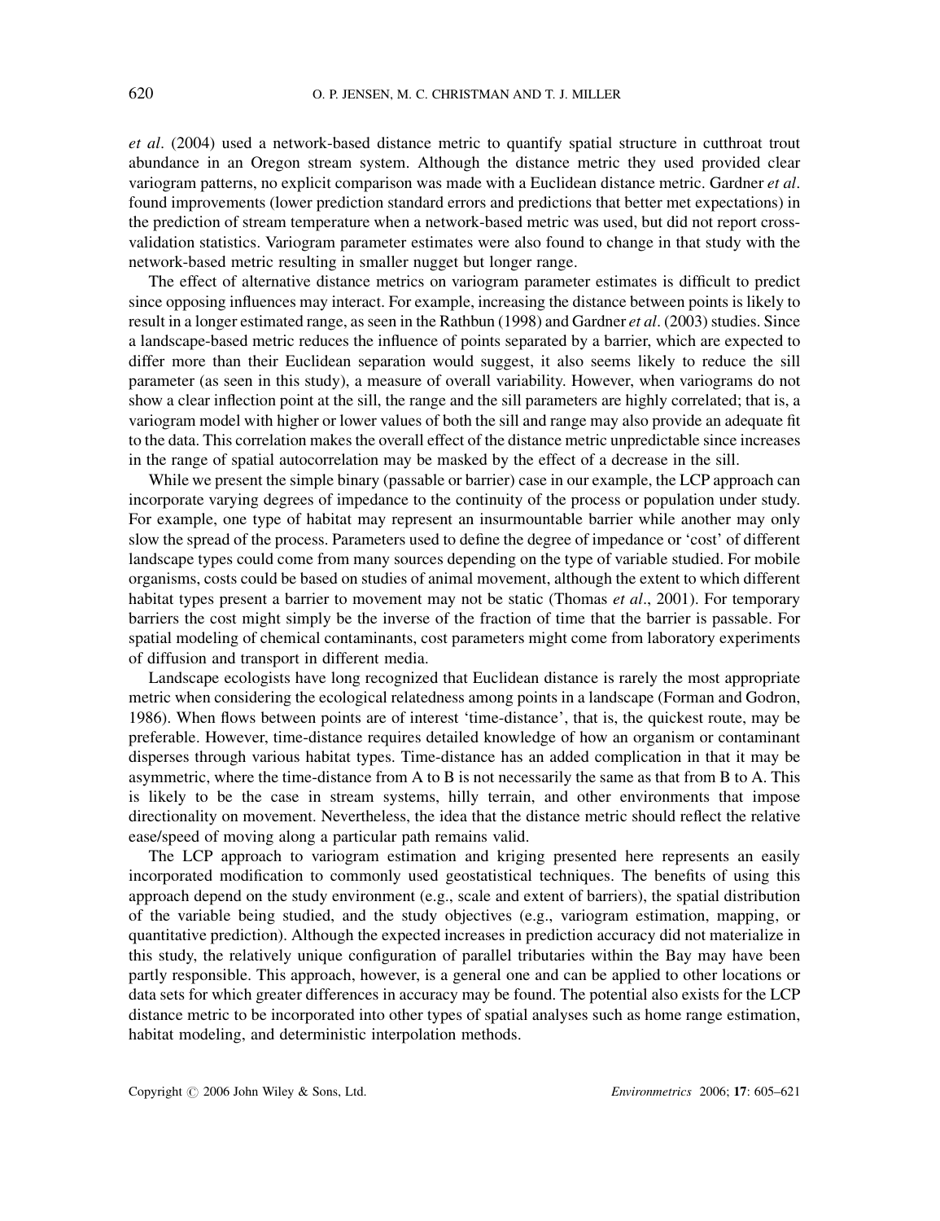*et al*. (2004) used a network-based distance metric to quantify spatial structure in cutthroat trout abundance in an Oregon stream system. Although the distance metric they used provided clear variogram patterns, no explicit comparison was made with a Euclidean distance metric. Gardner *et al*. found improvements (lower prediction standard errors and predictions that better met expectations) in the prediction of stream temperature when a network-based metric was used, but did not report cross-validation statistics. Variogram parameter estimates were also found to change in that study with the network-based metric resulting in smaller nugget but longer range.

The effect of alternative distance metrics on variogram parameter estimates is difficult to predict since opposing influences may interact. For example, increasing the distance between points is likely to result in a longer estimated range, as seen in the Rathbun (1998) and Gardner *et al*. (2003) studies. Since a landscape-based metric reduces the influence of points separated by a barrier, which are expected to differ more than their Euclidean separation would suggest, it also seems likely to reduce the sill parameter (as seen in this study), a measure of overall variability. However, when variograms do not show a clear inflection point at the sill, the range and the sill parameters are highly correlated; that is, a variogram model with higher or lower values of both the sill and range may also provide an adequate fit to the data. This correlation makes the overall effect of the distance metric unpredictable since increases in the range of spatial autocorrelation may be masked by the effect of a decrease in the sill.

While we present the simple binary (passable or barrier) case in our example, the LCP approach can incorporate varying degrees of impedance to the continuity of the process or population under study. For example, one type of habitat may represent an insurmountable barrier while another may only slow the spread of the process. Parameters used to define the degree of impedance or 'cost' of different landscape types could come from many sources depending on the type of variable studied. For mobile organisms, costs could be based on studies of animal movement, although the extent to which different habitat types present a barrier to movement may not be static (Thomas *et al*., 2001). For temporary barriers the cost might simply be the inverse of the fraction of time that the barrier is passable. For spatial modeling of chemical contaminants, cost parameters might come from laboratory experiments of diffusion and transport in different media.

Landscape ecologists have long recognized that Euclidean distance is rarely the most appropriate metric when considering the ecological relatedness among points in a landscape (Forman and Godron, 1986). When flows between points are of interest 'time-distance', that is, the quickest route, may be preferable. However, time-distance requires detailed knowledge of how an organism or contaminant disperses through various habitat types. Time-distance has an added complication in that it may be asymmetric, where the time-distance from A to B is not necessarily the same as that from B to A. This is likely to be the case in stream systems, hilly terrain, and other environments that impose directionality on movement. Nevertheless, the idea that the distance metric should reflect the relative ease/speed of moving along a particular path remains valid.

The LCP approach to variogram estimation and kriging presented here represents an easily incorporated modification to commonly used geostatistical techniques. The benefits of using this approach depend on the study environment (e.g., scale and extent of barriers), the spatial distribution of the variable being studied, and the study objectives (e.g., variogram estimation, mapping, or quantitative prediction). Although the expected increases in prediction accuracy did not materialize in this study, the relatively unique configuration of parallel tributaries within the Bay may have been partly responsible. This approach, however, is a general one and can be applied to other locations or data sets for which greater differences in accuracy may be found. The potential also exists for the LCP distance metric to be incorporated into other types of spatial analyses such as home range estimation, habitat modeling, and deterministic interpolation methods.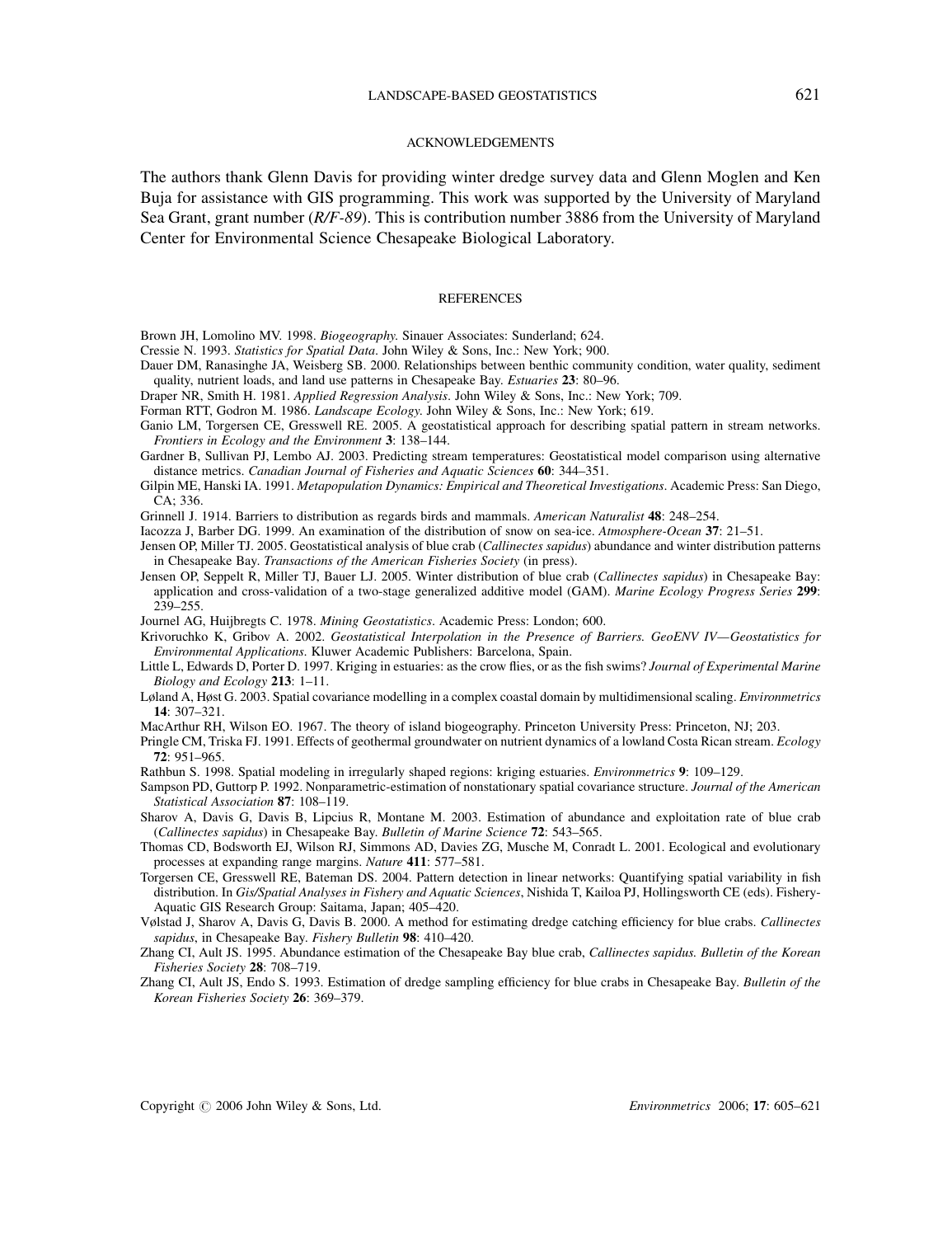## ACKNOWLEDGEMENTS

The authors thank Glenn Davis for providing winter dredge survey data and Glenn Moglen and Ken Buja for assistance with GIS programming. This work was supported by the University of Maryland Sea Grant, grant number (*R/F-89*). This is contribution number 3886 from the University of Maryland Center for Environmental Science Chesapeake Biological Laboratory.

## REFERENCES

Brown JH, Lomolino MV. 1998. *Biogeography*. Sinauer Associates: Sunderland; 624.

Cressie N. 1993. *Statistics for Spatial Data*. John Wiley & Sons, Inc.: New York; 900.

Dauer DM, Ranasinghe JA, Weisberg SB. 2000. Relationships between benthic community condition, water quality, sediment quality, nutrient loads, and land use patterns in Chesapeake Bay. *Estuaries* **23**: 80–96.

Draper NR, Smith H. 1981. *Applied Regression Analysis*. John Wiley & Sons, Inc.: New York; 709.

Forman RTT, Godron M. 1986. *Landscape Ecology*. John Wiley & Sons, Inc.: New York; 619.

Ganio LM, Torgersen CE, Gresswell RE. 2005. A geostatistical approach for describing spatial pattern in stream networks. *Frontiers in Ecology and the Environment* **3**: 138–144.

Gardner B, Sullivan PJ, Lembo AJ. 2003. Predicting stream temperatures: Geostatistical model comparison using alternative distance metrics. *Canadian Journal of Fisheries and Aquatic Sciences* **60**: 344–351.

Gilpin ME, Hanski IA. 1991. *Metapopulation Dynamics: Empirical and Theoretical Investigations*. Academic Press: San Diego, CA; 336.

Grinnell J. 1914. Barriers to distribution as regards birds and mammals. *American Naturalist* **48**: 248–254.

Iacozza J, Barber DG. 1999. An examination of the distribution of snow on sea-ice. *Atmosphere-Ocean* **37**: 21–51.

Jensen OP, Miller TJ. 2005. Geostatistical analysis of blue crab (*Callinectes sapidus*) abundance and winter distribution patterns in Chesapeake Bay. *Transactions of the American Fisheries Society* (in press).

Jensen OP, Seppelt R, Miller TJ, Bauer LJ. 2005. Winter distribution of blue crab (*Callinectes sapidus*) in Chesapeake Bay: application and cross-validation of a two-stage generalized additive model (GAM). *Marine Ecology Progress Series* **299**: 239–255.

Journel AG, Huijbregts C. 1978. *Mining Geostatistics*. Academic Press: London; 600.

Krivoruchko K, Gribov A. 2002. *Geostatistical Interpolation in the Presence of Barriers. GeoENV IV—Geostatistics for Environmental Applications*. Kluwer Academic Publishers: Barcelona, Spain.

Little L, Edwards D, Porter D. 1997. Kriging in estuaries: as the crow flies, or as the fish swims? *Journal of Experimental Marine Biology and Ecology* **213**: 1–11.

Løland A, Høst G. 2003. Spatial covariance modelling in a complex coastal domain by multidimensional scaling. *Environmetrics* **14**: 307–321.

MacArthur RH, Wilson EO. 1967. The theory of island biogeography. Princeton University Press: Princeton, NJ; 203.

Pringle CM, Triska FJ. 1991. Effects of geothermal groundwater on nutrient dynamics of a lowland Costa Rican stream. *Ecology* **72**: 951–965.

Rathbun S. 1998. Spatial modeling in irregularly shaped regions: kriging estuaries. *Environmetrics* **9**: 109–129.

Sampson PD, Guttorp P. 1992. Nonparametric-estimation of nonstationary spatial covariance structure. *Journal of the American Statistical Association* **87**: 108–119.

Sharov A, Davis G, Davis B, Lipcius R, Montane M. 2003. Estimation of abundance and exploitation rate of blue crab (*Callinectes sapidus*) in Chesapeake Bay. *Bulletin of Marine Science* **72**: 543–565.

Thomas CD, Bodsworth EJ, Wilson RJ, Simmons AD, Davies ZG, Musche M, Conradt L. 2001. Ecological and evolutionary processes at expanding range margins. *Nature* **411**: 577–581.

Torgersen CE, Gresswell RE, Bateman DS. 2004. Pattern detection in linear networks: Quantifying spatial variability in fish distribution. In *Gis/Spatial Analyses in Fishery and Aquatic Sciences*, Nishida T, Kailoa PJ, Hollingsworth CE (eds). Fishery-Aquatic GIS Research Group: Saitama, Japan; 405–420.

Vølstad J, Sharov A, Davis G, Davis B. 2000. A method for estimating dredge catching efficiency for blue crabs. *Callinectes sapidus*, in Chesapeake Bay. *Fishery Bulletin* **98**: 410–420.

Zhang CI, Ault JS. 1995. Abundance estimation of the Chesapeake Bay blue crab, *Callinectes sapidus. Bulletin of the Korean Fisheries Society* **28**: 708–719.

Zhang CI, Ault JS, Endo S. 1993. Estimation of dredge sampling efficiency for blue crabs in Chesapeake Bay. *Bulletin of the Korean Fisheries Society* **26**: 369–379.